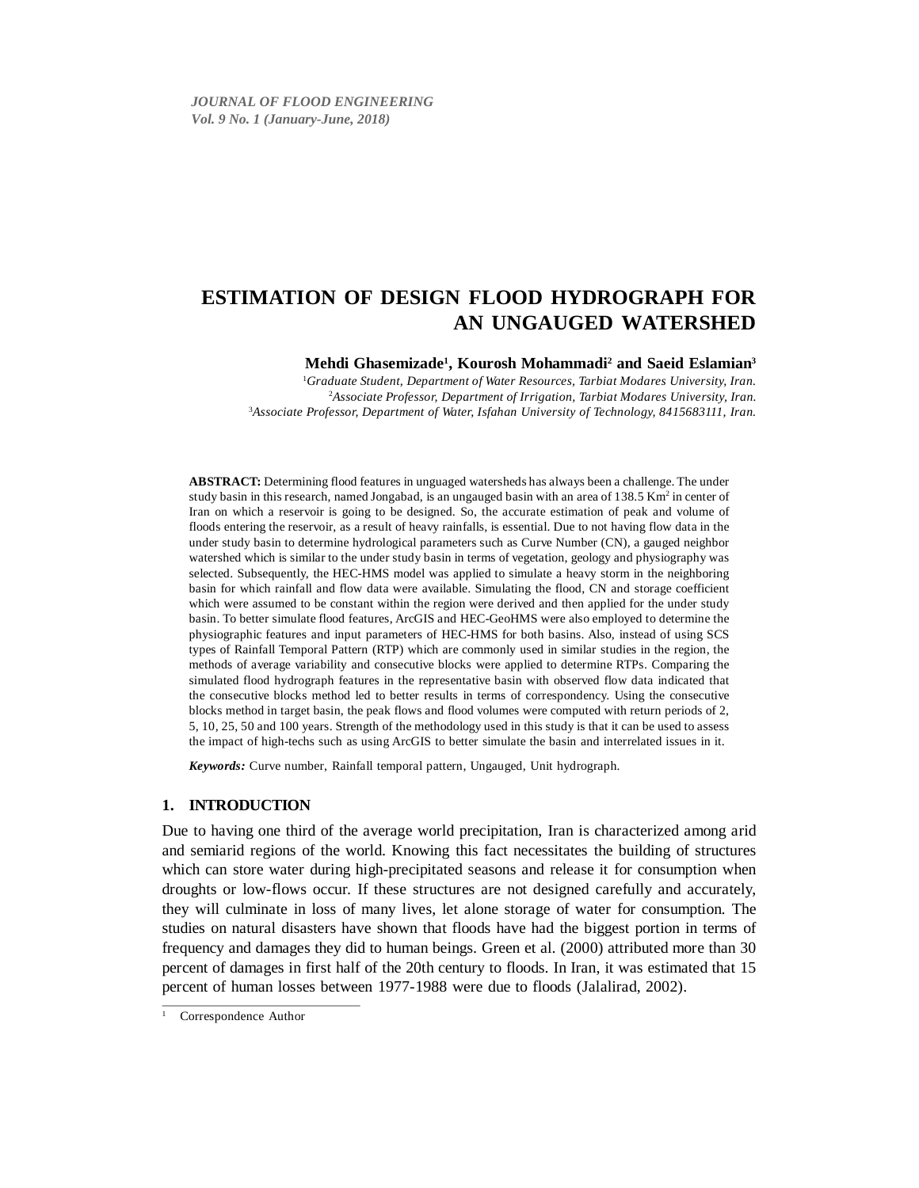# ESTIMATION OF DESIGN FLOOD HYDROGRAPH FOR AN UNGAUGED WATERSHED

**Mehdi Ghasemizade[1], Kourosh Mohammadi[2] and Saeid Eslamian[3]**

[1]*Graduate Student, Department of Water Resources, Tarbiat Modares University, Iran.*
[2]*Associate Professor, Department of Irrigation, Tarbiat Modares University, Iran.*
[3]*Associate Professor, Department of Water, Isfahan University of Technology, 8415683111, Iran.*

**ABSTRACT:** Determining flood features in unguaged watersheds has always been a challenge. The under study basin in this research, named Jongabad, is an ungauged basin with an area of 138.5 $Km^2$ in center of Iran on which a reservoir is going to be designed. So, the accurate estimation of peak and volume of floods entering the reservoir, as a result of heavy rainfalls, is essential. Due to not having flow data in the under study basin to determine hydrological parameters such as Curve Number (CN), a gauged neighbor watershed which is similar to the under study basin in terms of vegetation, geology and physiography was selected. Subsequently, the HEC-HMS model was applied to simulate a heavy storm in the neighboring basin for which rainfall and flow data were available. Simulating the flood, CN and storage coefficient which were assumed to be constant within the region were derived and then applied for the under study basin. To better simulate flood features, ArcGIS and HEC-GeoHMS were also employed to determine the physiographic features and input parameters of HEC-HMS for both basins. Also, instead of using SCS types of Rainfall Temporal Pattern (RTP) which are commonly used in similar studies in the region, the methods of average variability and consecutive blocks were applied to determine RTPs. Comparing the simulated flood hydrograph features in the representative basin with observed flow data indicated that the consecutive blocks method led to better results in terms of correspondency. Using the consecutive blocks method in target basin, the peak flows and flood volumes were computed with return periods of 2, 5, 10, 25, 50 and 100 years. Strength of the methodology used in this study is that it can be used to assess the impact of high-techs such as using ArcGIS to better simulate the basin and interrelated issues in it.

***Keywords:*** Curve number, Rainfall temporal pattern, Ungauged, Unit hydrograph.

## 1. INTRODUCTION

Due to having one third of the average world precipitation, Iran is characterized among arid and semiarid regions of the world. Knowing this fact necessitates the building of structures which can store water during high-precipitated seasons and release it for consumption when droughts or low-flows occur. If these structures are not designed carefully and accurately, they will culminate in loss of many lives, let alone storage of water for consumption. The studies on natural disasters have shown that floods have had the biggest portion in terms of frequency and damages they did to human beings. Green et al. (2000) attributed more than 30 percent of damages in first half of the 20th century to floods. In Iran, it was estimated that 15 percent of human losses between 1977-1988 were due to floods (Jalalirad, 2002).

---

[1] Correspondence Author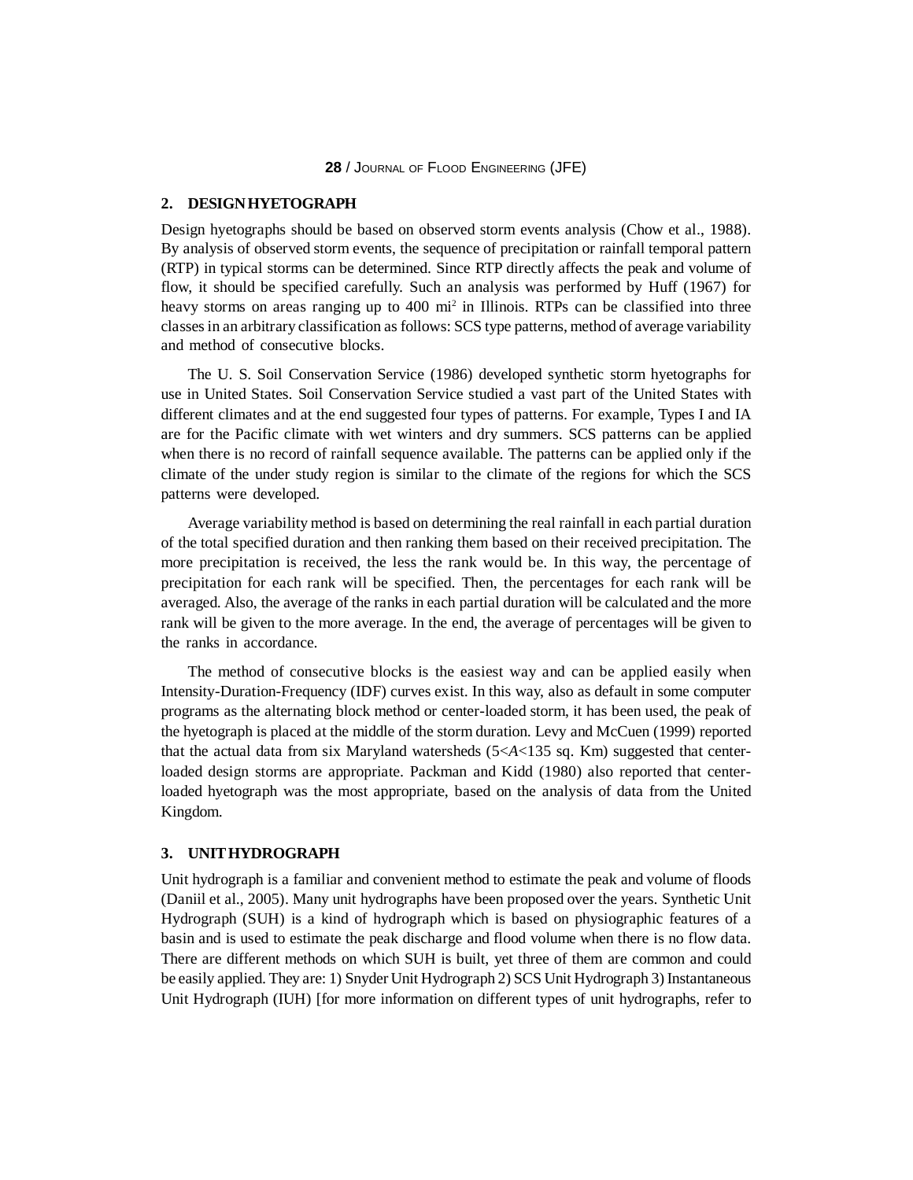## 2. DESIGN HYETOGRAPH

Design hyetographs should be based on observed storm events analysis (Chow et al., 1988). By analysis of observed storm events, the sequence of precipitation or rainfall temporal pattern (RTP) in typical storms can be determined. Since RTP directly affects the peak and volume of flow, it should be specified carefully. Such an analysis was performed by Huff (1967) for heavy storms on areas ranging up to 400 $mi^2$ in Illinois. RTPs can be classified into three classes in an arbitrary classification as follows: SCS type patterns, method of average variability and method of consecutive blocks.

The U. S. Soil Conservation Service (1986) developed synthetic storm hyetographs for use in United States. Soil Conservation Service studied a vast part of the United States with different climates and at the end suggested four types of patterns. For example, Types I and IA are for the Pacific climate with wet winters and dry summers. SCS patterns can be applied when there is no record of rainfall sequence available. The patterns can be applied only if the climate of the under study region is similar to the climate of the regions for which the SCS patterns were developed.

Average variability method is based on determining the real rainfall in each partial duration of the total specified duration and then ranking them based on their received precipitation. The more precipitation is received, the less the rank would be. In this way, the percentage of precipitation for each rank will be specified. Then, the percentages for each rank will be averaged. Also, the average of the ranks in each partial duration will be calculated and the more rank will be given to the more average. In the end, the average of percentages will be given to the ranks in accordance.

The method of consecutive blocks is the easiest way and can be applied easily when Intensity-Duration-Frequency (IDF) curves exist. In this way, also as default in some computer programs as the alternating block method or center-loaded storm, it has been used, the peak of the hyetograph is placed at the middle of the storm duration. Levy and McCuen (1999) reported that the actual data from six Maryland watersheds ($5<A<135$ sq. Km) suggested that center-loaded design storms are appropriate. Packman and Kidd (1980) also reported that center-loaded hyetograph was the most appropriate, based on the analysis of data from the United Kingdom.

## 3. UNIT HYDROGRAPH

Unit hydrograph is a familiar and convenient method to estimate the peak and volume of floods (Daniil et al., 2005). Many unit hydrographs have been proposed over the years. Synthetic Unit Hydrograph (SUH) is a kind of hydrograph which is based on physiographic features of a basin and is used to estimate the peak discharge and flood volume when there is no flow data. There are different methods on which SUH is built, yet three of them are common and could be easily applied. They are: 1) Snyder Unit Hydrograph 2) SCS Unit Hydrograph 3) Instantaneous Unit Hydrograph (IUH) [for more information on different types of unit hydrographs, refer to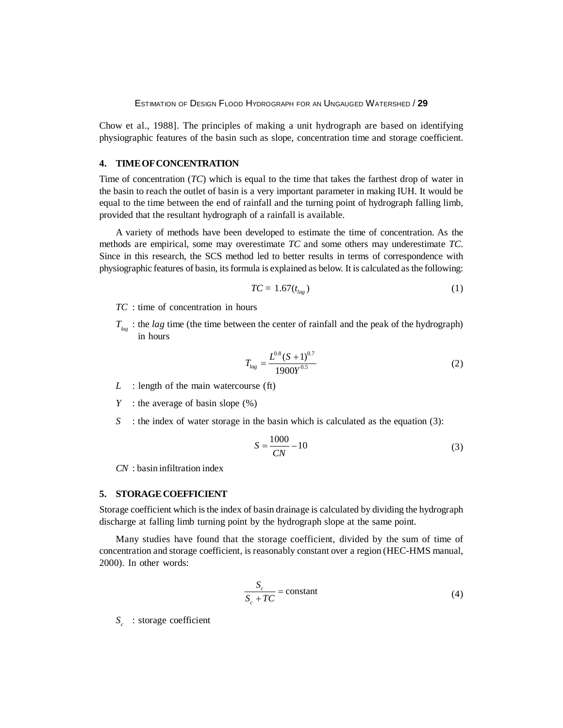Chow et al., 1988]. The principles of making a unit hydrograph are based on identifying physiographic features of the basin such as slope, concentration time and storage coefficient.

## 4. TIME OF CONCENTRATION

Time of concentration (*TC*) which is equal to the time that takes the farthest drop of water in the basin to reach the outlet of basin is a very important parameter in making IUH. It would be equal to the time between the end of rainfall and the turning point of hydrograph falling limb, provided that the resultant hydrograph of a rainfall is available.

A variety of methods have been developed to estimate the time of concentration. As the methods are empirical, some may overestimate *TC* and some others may underestimate *TC*. Since in this research, the SCS method led to better results in terms of correspondence with physiographic features of basin, its formula is explained as below. It is calculated as the following:

$$TC = 1.67(t_{lag}) \tag{1}$$

$TC$ : time of concentration in hours

$T_{lag}$ : the *lag* time (the time between the center of rainfall and the peak of the hydrograph) in hours

$$T_{lag} = \frac{L^{0.8}(S+1)^{0.7}}{1900Y^{0.5}} \tag{2}$$

$L$ : length of the main watercourse (ft)

$Y$ : the average of basin slope (%)

$S$ : the index of water storage in the basin which is calculated as the equation (3):

$$S = \frac{1000}{CN} - 10 \tag{3}$$

$CN$ : basin infiltration index

## 5. STORAGE COEFFICIENT

Storage coefficient which is the index of basin drainage is calculated by dividing the hydrograph discharge at falling limb turning point by the hydrograph slope at the same point.

Many studies have found that the storage coefficient, divided by the sum of time of concentration and storage coefficient, is reasonably constant over a region (HEC-HMS manual, 2000). In other words:

$$\frac{S_c}{S_c + TC} = \text{constant} \tag{4}$$

$S_c$ : storage coefficient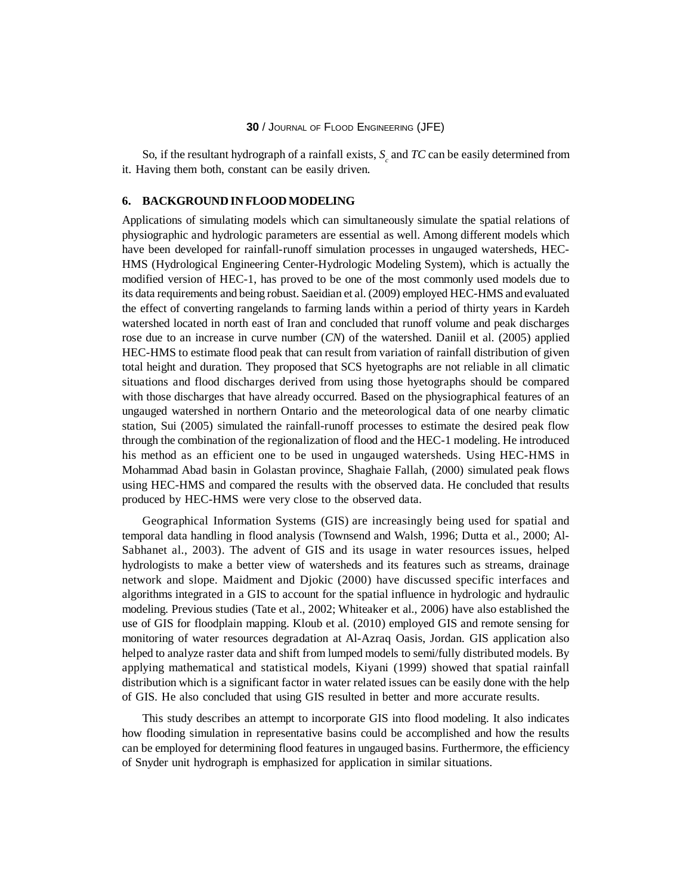So, if the resultant hydrograph of a rainfall exists, $S_c$ and *TC* can be easily determined from it. Having them both, constant can be easily driven.

## 6. BACKGROUND IN FLOOD MODELING

Applications of simulating models which can simultaneously simulate the spatial relations of physiographic and hydrologic parameters are essential as well. Among different models which have been developed for rainfall-runoff simulation processes in ungauged watersheds, HEC-HMS (Hydrological Engineering Center-Hydrologic Modeling System), which is actually the modified version of HEC-1, has proved to be one of the most commonly used models due to its data requirements and being robust. Saeidian et al. (2009) employed HEC-HMS and evaluated the effect of converting rangelands to farming lands within a period of thirty years in Kardeh watershed located in north east of Iran and concluded that runoff volume and peak discharges rose due to an increase in curve number (*CN*) of the watershed. Daniil et al. (2005) applied HEC-HMS to estimate flood peak that can result from variation of rainfall distribution of given total height and duration. They proposed that SCS hyetographs are not reliable in all climatic situations and flood discharges derived from using those hyetographs should be compared with those discharges that have already occurred. Based on the physiographical features of an ungauged watershed in northern Ontario and the meteorological data of one nearby climatic station, Sui (2005) simulated the rainfall-runoff processes to estimate the desired peak flow through the combination of the regionalization of flood and the HEC-1 modeling. He introduced his method as an efficient one to be used in ungauged watersheds. Using HEC-HMS in Mohammad Abad basin in Golastan province, Shaghaie Fallah, (2000) simulated peak flows using HEC-HMS and compared the results with the observed data. He concluded that results produced by HEC-HMS were very close to the observed data.

Geographical Information Systems (GIS) are increasingly being used for spatial and temporal data handling in flood analysis (Townsend and Walsh, 1996; Dutta et al., 2000; Al-Sabhanet al., 2003). The advent of GIS and its usage in water resources issues, helped hydrologists to make a better view of watersheds and its features such as streams, drainage network and slope. Maidment and Djokic (2000) have discussed specific interfaces and algorithms integrated in a GIS to account for the spatial influence in hydrologic and hydraulic modeling. Previous studies (Tate et al., 2002; Whiteaker et al., 2006) have also established the use of GIS for floodplain mapping. Kloub et al. (2010) employed GIS and remote sensing for monitoring of water resources degradation at Al-Azraq Oasis, Jordan. GIS application also helped to analyze raster data and shift from lumped models to semi/fully distributed models. By applying mathematical and statistical models, Kiyani (1999) showed that spatial rainfall distribution which is a significant factor in water related issues can be easily done with the help of GIS. He also concluded that using GIS resulted in better and more accurate results.

This study describes an attempt to incorporate GIS into flood modeling. It also indicates how flooding simulation in representative basins could be accomplished and how the results can be employed for determining flood features in ungauged basins. Furthermore, the efficiency of Snyder unit hydrograph is emphasized for application in similar situations.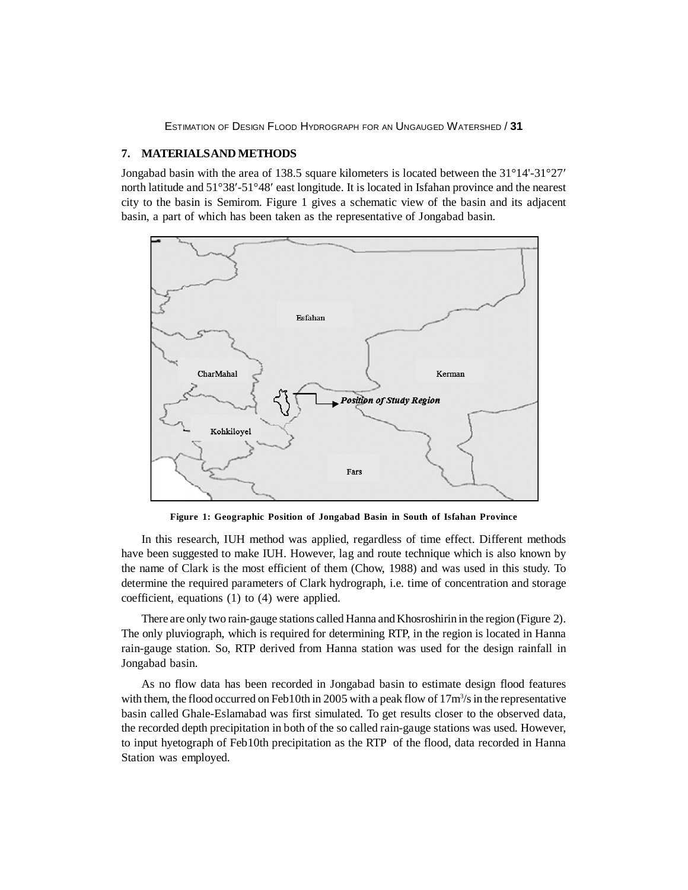## 7. MATERIALS AND METHODS

Jongabad basin with the area of 138.5 square kilometers is located between the 31°14'-31°27′ north latitude and 51°38′-51°48′ east longitude. It is located in Isfahan province and the nearest city to the basin is Semirom. Figure 1 gives a schematic view of the basin and its adjacent basin, a part of which has been taken as the representative of Jongabad basin.

**Figure 1: Geographic Position of Jongabad Basin in South of Isfahan Province**

In this research, IUH method was applied, regardless of time effect. Different methods have been suggested to make IUH. However, lag and route technique which is also known by the name of Clark is the most efficient of them (Chow, 1988) and was used in this study. To determine the required parameters of Clark hydrograph, i.e. time of concentration and storage coefficient, equations (1) to (4) were applied.

There are only two rain-gauge stations called Hanna and Khosroshirin in the region (Figure 2). The only pluviograph, which is required for determining RTP, in the region is located in Hanna rain-gauge station. So, RTP derived from Hanna station was used for the design rainfall in Jongabad basin.

As no flow data has been recorded in Jongabad basin to estimate design flood features with them, the flood occurred on Feb10th in 2005 with a peak flow of $17 m^3/s$ in the representative basin called Ghale-Eslamabad was first simulated. To get results closer to the observed data, the recorded depth precipitation in both of the so called rain-gauge stations was used. However, to input hyetograph of Feb10th precipitation as the RTP of the flood, data recorded in Hanna Station was employed.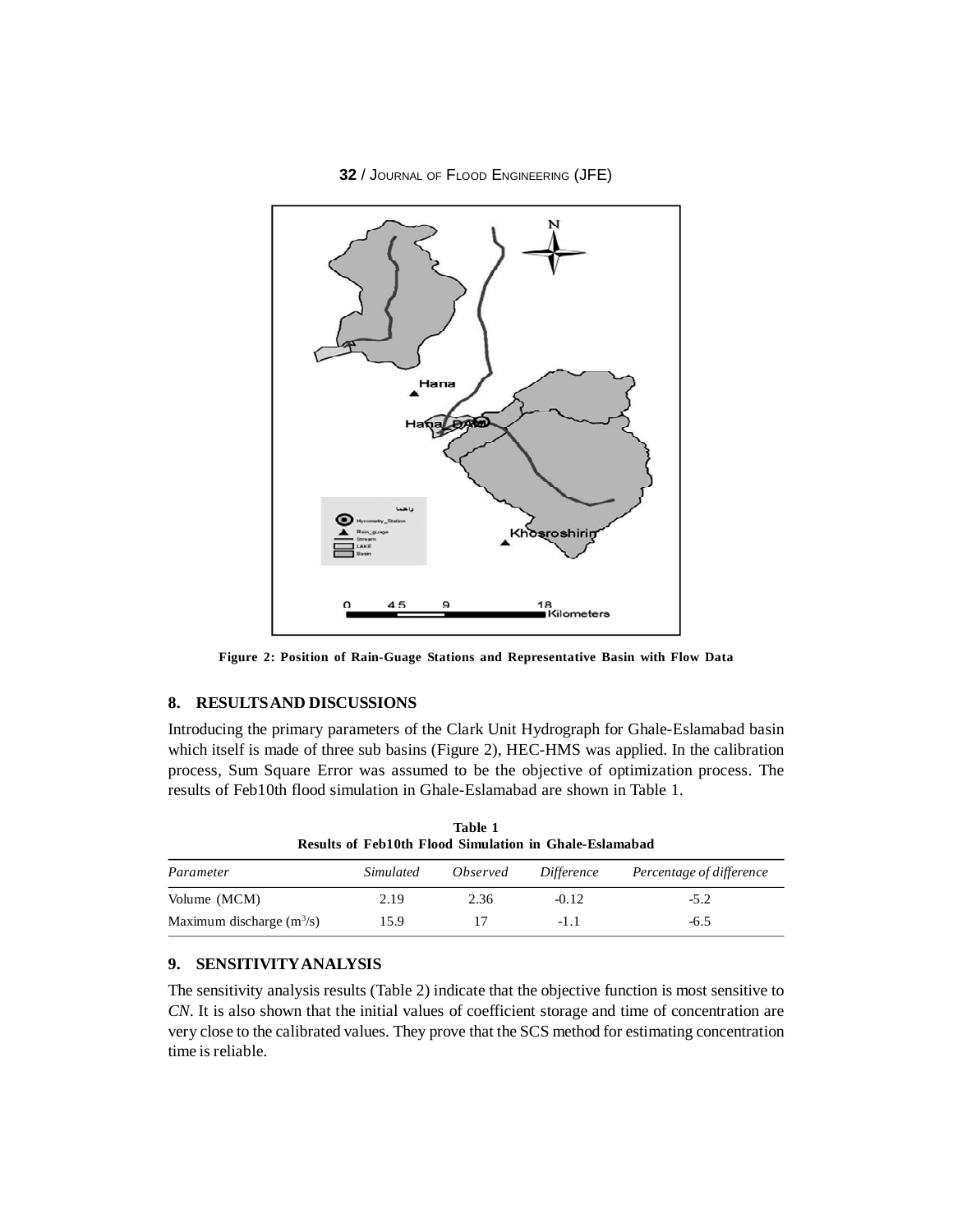Figure 2: Position of Rain-Guage Stations and Representative Basin with Flow Data

## 8. RESULTS AND DISCUSSIONS

Introducing the primary parameters of the Clark Unit Hydrograph for Ghale-Eslamabad basin which itself is made of three sub basins (Figure 2), HEC-HMS was applied. In the calibration process, Sum Square Error was assumed to be the objective of optimization process. The results of Feb10th flood simulation in Ghale-Eslamabad are shown in Table 1.

**Table 1**
**Results of Feb10th Flood Simulation in Ghale-Eslamabad**

| *Parameter* | *Simulated* | *Observed* | *Difference* | *Percentage of difference* |
|---|---|---|---|---|
| Volume (MCM) | 2.19 | 2.36 | -0.12 | -5.2 |
| Maximum discharge ($m^3/s$) | 15.9 | 17 | -1.1 | -6.5 |

## 9. SENSITIVITY ANALYSIS

The sensitivity analysis results (Table 2) indicate that the objective function is most sensitive to *CN*. It is also shown that the initial values of coefficient storage and time of concentration are very close to the calibrated values. They prove that the SCS method for estimating concentration time is reliable.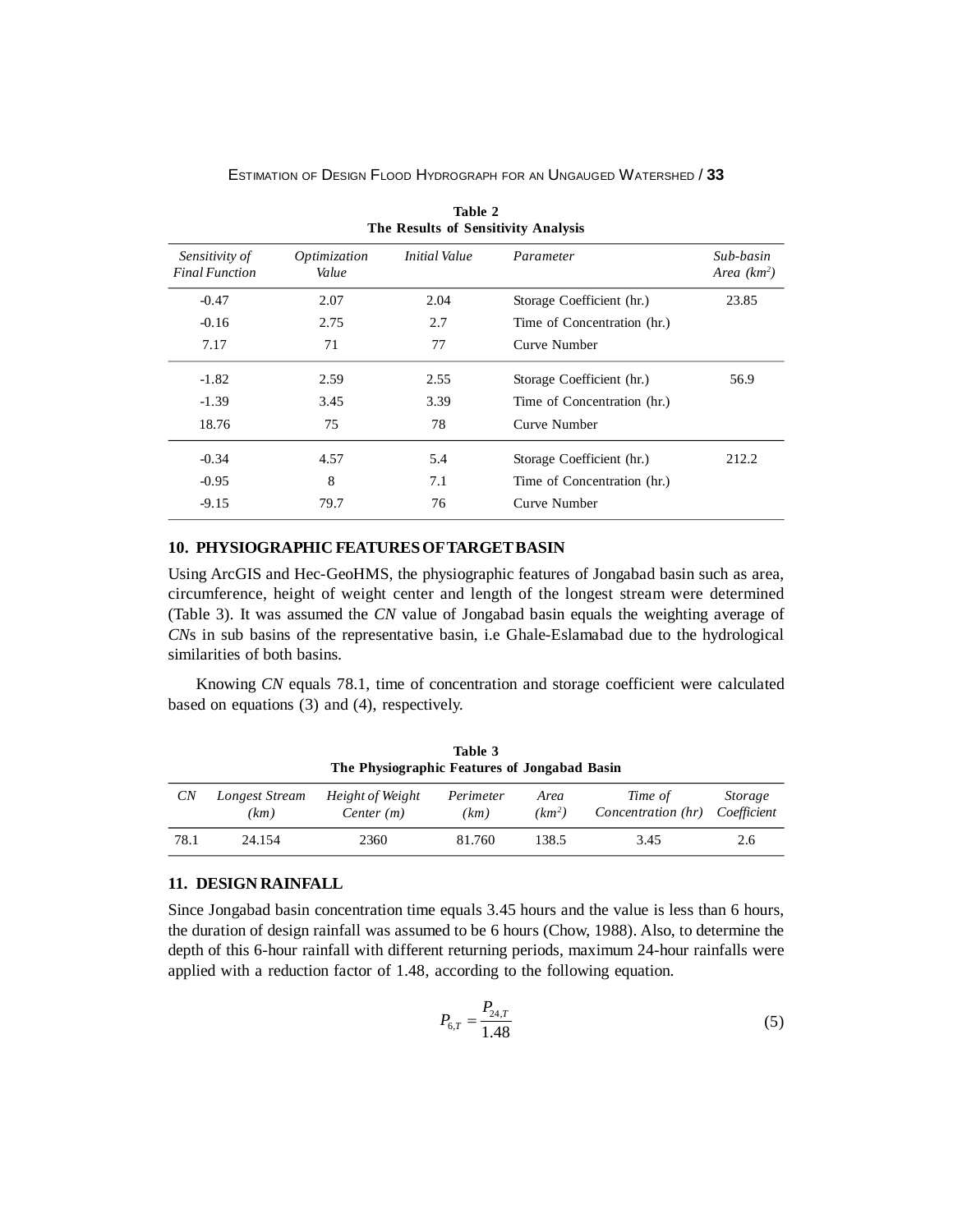**Table 2**
**The Results of Sensitivity Analysis**

| *Sensitivity of Final Function* | *Optimization Value* | *Initial Value* | *Parameter* | *Sub-basin Area (km$^2$)* |
|---|---|---|---|---|
| -0.47 | 2.07 | 2.04 | Storage Coefficient (hr.) | 23.85 |
| -0.16 | 2.75 | 2.7 | Time of Concentration (hr.) | |
| 7.17 | 71 | 77 | Curve Number | |
| -1.82 | 2.59 | 2.55 | Storage Coefficient (hr.) | 56.9 |
| -1.39 | 3.45 | 3.39 | Time of Concentration (hr.) | |
| 18.76 | 75 | 78 | Curve Number | |
| -0.34 | 4.57 | 5.4 | Storage Coefficient (hr.) | 212.2 |
| -0.95 | 8 | 7.1 | Time of Concentration (hr.) | |
| -9.15 | 79.7 | 76 | Curve Number | |

## 10. PHYSIOGRAPHIC FEATURES OF TARGET BASIN

Using ArcGIS and Hec-GeoHMS, the physiographic features of Jongabad basin such as area, circumference, height of weight center and length of the longest stream were determined (Table 3). It was assumed the *CN* value of Jongabad basin equals the weighting average of *CN*s in sub basins of the representative basin, i.e Ghale-Eslamabad due to the hydrological similarities of both basins.

Knowing *CN* equals 78.1, time of concentration and storage coefficient were calculated based on equations (3) and (4), respectively.

**Table 3**
**The Physiographic Features of Jongabad Basin**

| *CN* | *Longest Stream (km)* | *Height of Weight Center (m)* | *Perimeter (km)* | *Area (km$^2$)* | *Time of Concentration (hr)* | *Storage Coefficient* |
|---|---|---|---|---|---|---|
| 78.1 | 24.154 | 2360 | 81.760 | 138.5 | 3.45 | 2.6 |

## 11. DESIGN RAINFALL

Since Jongabad basin concentration time equals 3.45 hours and the value is less than 6 hours, the duration of design rainfall was assumed to be 6 hours (Chow, 1988). Also, to determine the depth of this 6-hour rainfall with different returning periods, maximum 24-hour rainfalls were applied with a reduction factor of 1.48, according to the following equation.

$$P_{6,T} = \frac{P_{24,T}}{1.48} \tag{5}$$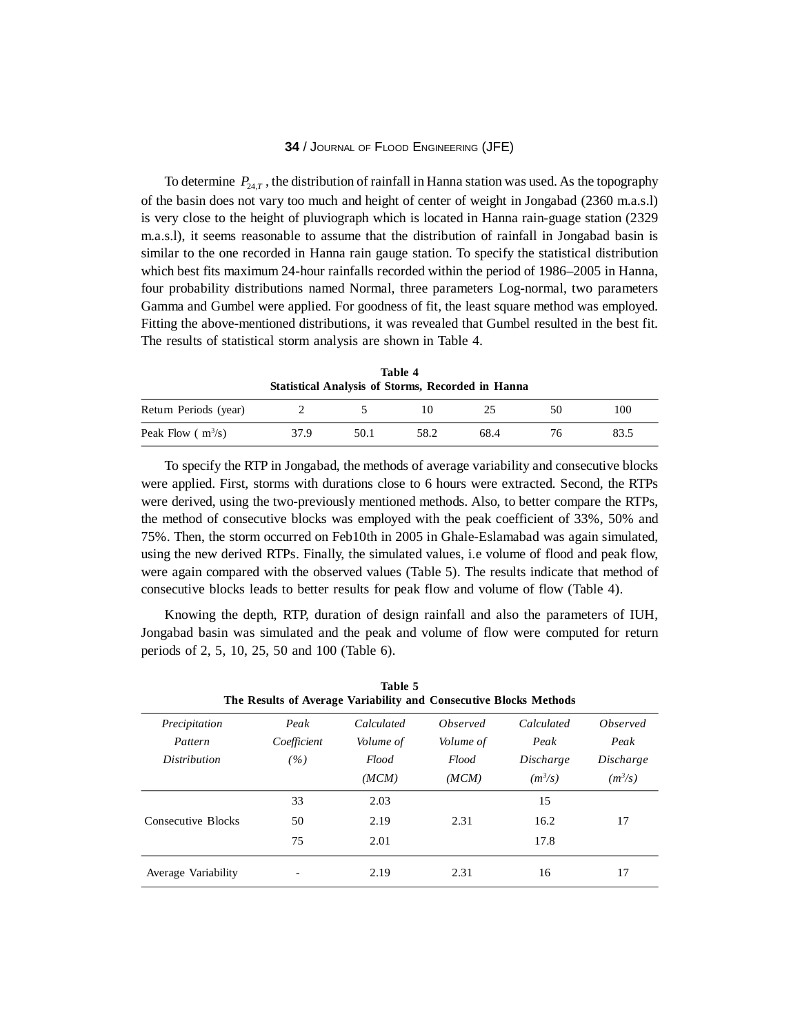To determine $P_{24,T}$, the distribution of rainfall in Hanna station was used. As the topography of the basin does not vary too much and height of center of weight in Jongabad (2360 m.a.s.l) is very close to the height of pluviograph which is located in Hanna rain-guage station (2329 m.a.s.l), it seems reasonable to assume that the distribution of rainfall in Jongabad basin is similar to the one recorded in Hanna rain gauge station. To specify the statistical distribution which best fits maximum 24-hour rainfalls recorded within the period of 1986–2005 in Hanna, four probability distributions named Normal, three parameters Log-normal, two parameters Gamma and Gumbel were applied. For goodness of fit, the least square method was employed. Fitting the above-mentioned distributions, it was revealed that Gumbel resulted in the best fit. The results of statistical storm analysis are shown in Table 4.

**Table 4**
**Statistical Analysis of Storms, Recorded in Hanna**

| Return Periods (year) | 2 | 5 | 10 | 25 | 50 | 100 |
|---|---|---|---|---|---|---|
| Peak Flow ( $m^3/s$) | 37.9 | 50.1 | 58.2 | 68.4 | 76 | 83.5 |

To specify the RTP in Jongabad, the methods of average variability and consecutive blocks were applied. First, storms with durations close to 6 hours were extracted. Second, the RTPs were derived, using the two-previously mentioned methods. Also, to better compare the RTPs, the method of consecutive blocks was employed with the peak coefficient of 33%, 50% and 75%. Then, the storm occurred on Feb10th in 2005 in Ghale-Eslamabad was again simulated, using the new derived RTPs. Finally, the simulated values, i.e volume of flood and peak flow, were again compared with the observed values (Table 5). The results indicate that method of consecutive blocks leads to better results for peak flow and volume of flow (Table 4).

Knowing the depth, RTP, duration of design rainfall and also the parameters of IUH, Jongabad basin was simulated and the peak and volume of flow were computed for return periods of 2, 5, 10, 25, 50 and 100 (Table 6).

**Table 5**
**The Results of Average Variability and Consecutive Blocks Methods**

| *Precipitation Pattern Distribution* | *Peak Coefficient (%)* | *Calculated Volume of Flood (MCM)* | *Observed Volume of Flood (MCM)* | *Calculated Peak Discharge ($m^3/s$)* | *Observed Peak Discharge ($m^3/s$)* |
|---|---|---|---|---|---|
| | 33 | 2.03 | | 15 | |
| Consecutive Blocks | 50 | 2.19 | 2.31 | 16.2 | 17 |
| | 75 | 2.01 | | 17.8 | |
| Average Variability | - | 2.19 | 2.31 | 16 | 17 |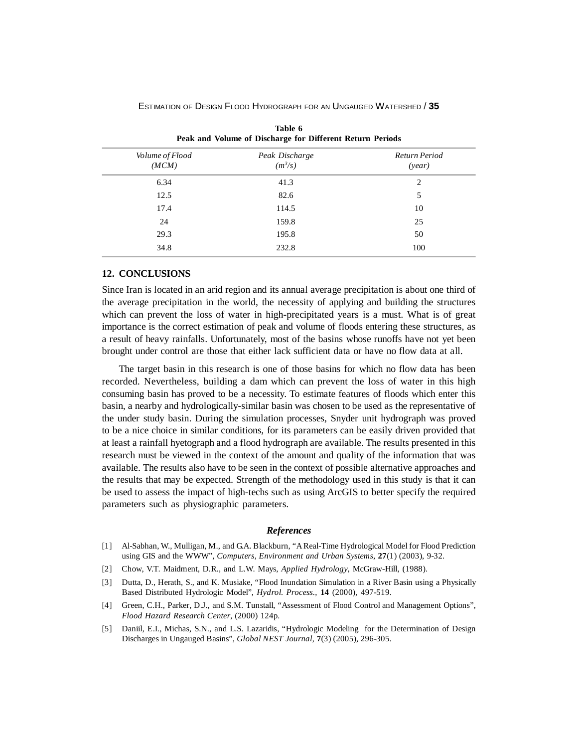**Table 6**
**Peak and Volume of Discharge for Different Return Periods**

| *Volume of Flood (MCM)* | *Peak Discharge ($m^3/s$)* | *Return Period (year)* |
|---|---|---|
| 6.34 | 41.3 | 2 |
| 12.5 | 82.6 | 5 |
| 17.4 | 114.5 | 10 |
| 24 | 159.8 | 25 |
| 29.3 | 195.8 | 50 |
| 34.8 | 232.8 | 100 |

## 12. CONCLUSIONS

Since Iran is located in an arid region and its annual average precipitation is about one third of the average precipitation in the world, the necessity of applying and building the structures which can prevent the loss of water in high-precipitated years is a must. What is of great importance is the correct estimation of peak and volume of floods entering these structures, as a result of heavy rainfalls. Unfortunately, most of the basins whose runoffs have not yet been brought under control are those that either lack sufficient data or have no flow data at all.

The target basin in this research is one of those basins for which no flow data has been recorded. Nevertheless, building a dam which can prevent the loss of water in this high consuming basin has proved to be a necessity. To estimate features of floods which enter this basin, a nearby and hydrologically-similar basin was chosen to be used as the representative of the under study basin. During the simulation processes, Snyder unit hydrograph was proved to be a nice choice in similar conditions, for its parameters can be easily driven provided that at least a rainfall hyetograph and a flood hydrograph are available. The results presented in this research must be viewed in the context of the amount and quality of the information that was available. The results also have to be seen in the context of possible alternative approaches and the results that may be expected. Strength of the methodology used in this study is that it can be used to assess the impact of high-techs such as using ArcGIS to better specify the required parameters such as physiographic parameters.

### *References*

[1] Al-Sabhan, W., Mulligan, M., and G.A. Blackburn, "A Real-Time Hydrological Model for Flood Prediction using GIS and the WWW", *Computers, Environment and Urban Systems*, **27**(1) (2003), 9-32.

[2] Chow, V.T. Maidment, D.R., and L.W. Mays, *Applied Hydrology*, McGraw-Hill, (1988).

[3] Dutta, D., Herath, S., and K. Musiake, "Flood Inundation Simulation in a River Basin using a Physically Based Distributed Hydrologic Model", *Hydrol. Process.*, **14** (2000), 497-519.

[4] Green, C.H., Parker, D.J., and S.M. Tunstall, "Assessment of Flood Control and Management Options", *Flood Hazard Research Center*, (2000) 124p.

[5] Daniil, E.I., Michas, S.N., and L.S. Lazaridis, "Hydrologic Modeling for the Determination of Design Discharges in Ungauged Basins", *Global NEST Journal*, **7**(3) (2005), 296-305.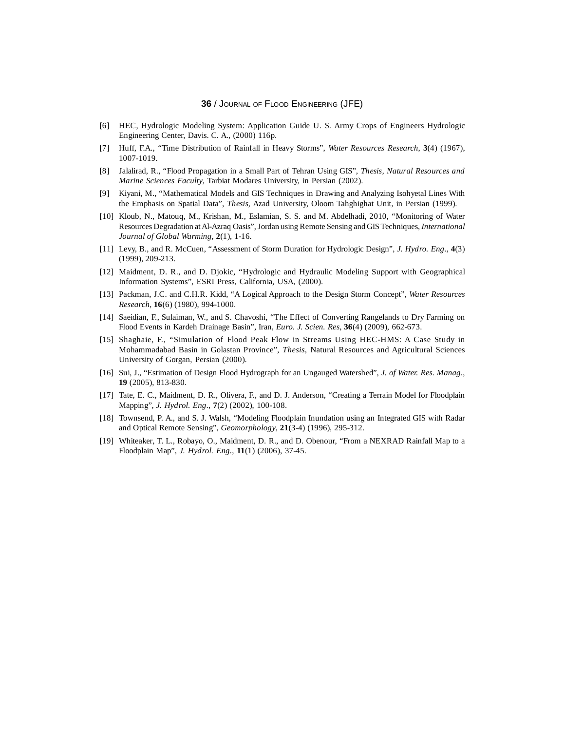[6] HEC, Hydrologic Modeling System: Application Guide U. S. Army Crops of Engineers Hydrologic Engineering Center, Davis. C. A., (2000) 116p.

[7] Huff, F.A., "Time Distribution of Rainfall in Heavy Storms", *Water Resources Research*, **3**(4) (1967), 1007-1019.

[8] Jalalirad, R., "Flood Propagation in a Small Part of Tehran Using GIS", *Thesis, Natural Resources and Marine Sciences Faculty*, Tarbiat Modares University, in Persian (2002).

[9] Kiyani, M., "Mathematical Models and GIS Techniques in Drawing and Analyzing Isohyetal Lines With the Emphasis on Spatial Data", *Thesis*, Azad University, Oloom Tahghighat Unit, in Persian (1999).

[10] Kloub, N., Matouq, M., Krishan, M., Eslamian, S. S. and M. Abdelhadi, 2010, "Monitoring of Water Resources Degradation at Al-Azraq Oasis", Jordan using Remote Sensing and GIS Techniques, *International Journal of Global Warming*, **2**(1), 1-16.

[11] Levy, B., and R. McCuen, "Assessment of Storm Duration for Hydrologic Design", *J. Hydro. Eng.*, **4**(3) (1999), 209-213.

[12] Maidment, D. R., and D. Djokic, "Hydrologic and Hydraulic Modeling Support with Geographical Information Systems", ESRI Press, California, USA, (2000).

[13] Packman, J.C. and C.H.R. Kidd, "A Logical Approach to the Design Storm Concept", *Water Resources Research*, **16**(6) (1980), 994-1000.

[14] Saeidian, F., Sulaiman, W., and S. Chavoshi, "The Effect of Converting Rangelands to Dry Farming on Flood Events in Kardeh Drainage Basin", Iran, *Euro. J. Scien. Res*, **36**(4) (2009), 662-673.

[15] Shaghaie, F., "Simulation of Flood Peak Flow in Streams Using HEC-HMS: A Case Study in Mohammadabad Basin in Golastan Province", *Thesis*, Natural Resources and Agricultural Sciences University of Gorgan, Persian (2000).

[16] Sui, J., "Estimation of Design Flood Hydrograph for an Ungauged Watershed", *J. of Water. Res. Manag*., **19** (2005), 813-830.

[17] Tate, E. C., Maidment, D. R., Olivera, F., and D. J. Anderson, "Creating a Terrain Model for Floodplain Mapping", *J. Hydrol. Eng*., **7**(2) (2002), 100-108.

[18] Townsend, P. A., and S. J. Walsh, "Modeling Floodplain Inundation using an Integrated GIS with Radar and Optical Remote Sensing", *Geomorphology*, **21**(3-4) (1996), 295-312.

[19] Whiteaker, T. L., Robayo, O., Maidment, D. R., and D. Obenour, "From a NEXRAD Rainfall Map to a Floodplain Map", *J. Hydrol. Eng*., **11**(1) (2006), 37-45.